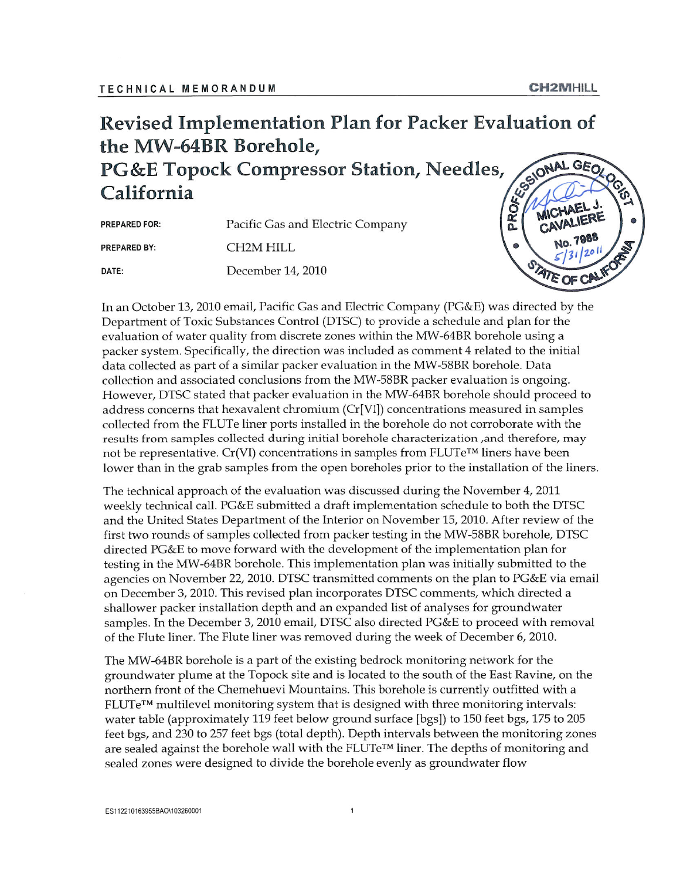TECHNICAL MEMORANDUM

CH2MHILL

# Revised Implementation Plan for Packer Evaluation of the MW-64BR Borehole, PG&E Topock Compressor Station, Needles, California

PROFESSIONAL GEOLOGIST MICHAEL J. CAVALIERE No. 7988 5/31/2011 STATE OF CALIFORNIA

**PREPARED FOR:** Pacific Gas and Electric Company

**PREPARED BY:** CH2M HILL

**DATE:** December 14, 2010

In an October 13, 2010 email, Pacific Gas and Electric Company (PG&E) was directed by the Department of Toxic Substances Control (DTSC) to provide a schedule and plan for the evaluation of water quality from discrete zones within the MW-64BR borehole using a packer system. Specifically, the direction was included as comment 4 related to the initial data collected as part of a similar packer evaluation in the MW-58BR borehole. Data collection and associated conclusions from the MW-58BR packer evaluation is ongoing. However, DTSC stated that packer evaluation in the MW-64BR borehole should proceed to address concerns that hexavalent chromium (Cr[VI]) concentrations measured in samples collected from the FLUTe liner ports installed in the borehole do not corroborate with the results from samples collected during initial borehole characterization ,and therefore, may not be representative. Cr(VI) concentrations in samples from FLUTe™ liners have been lower than in the grab samples from the open boreholes prior to the installation of the liners.

The technical approach of the evaluation was discussed during the November 4, 2011 weekly technical call. PG&E submitted a draft implementation schedule to both the DTSC and the United States Department of the Interior on November 15, 2010. After review of the first two rounds of samples collected from packer testing in the MW-58BR borehole, DTSC directed PG&E to move forward with the development of the implementation plan for testing in the MW-64BR borehole. This implementation plan was initially submitted to the agencies on November 22, 2010. DTSC transmitted comments on the plan to PG&E via email on December 3, 2010. This revised plan incorporates DTSC comments, which directed a shallower packer installation depth and an expanded list of analyses for groundwater samples. In the December 3, 2010 email, DTSC also directed PG&E to proceed with removal of the Flute liner. The Flute liner was removed during the week of December 6, 2010.

The MW-64BR borehole is a part of the existing bedrock monitoring network for the groundwater plume at the Topock site and is located to the south of the East Ravine, on the northern front of the Chemehuevi Mountains. This borehole is currently outfitted with a FLUTe™ multilevel monitoring system that is designed with three monitoring intervals: water table (approximately 119 feet below ground surface [bgs]) to 150 feet bgs, 175 to 205 feet bgs, and 230 to 257 feet bgs (total depth). Depth intervals between the monitoring zones are sealed against the borehole wall with the FLUTe™ liner. The depths of monitoring and sealed zones were designed to divide the borehole evenly as groundwater flow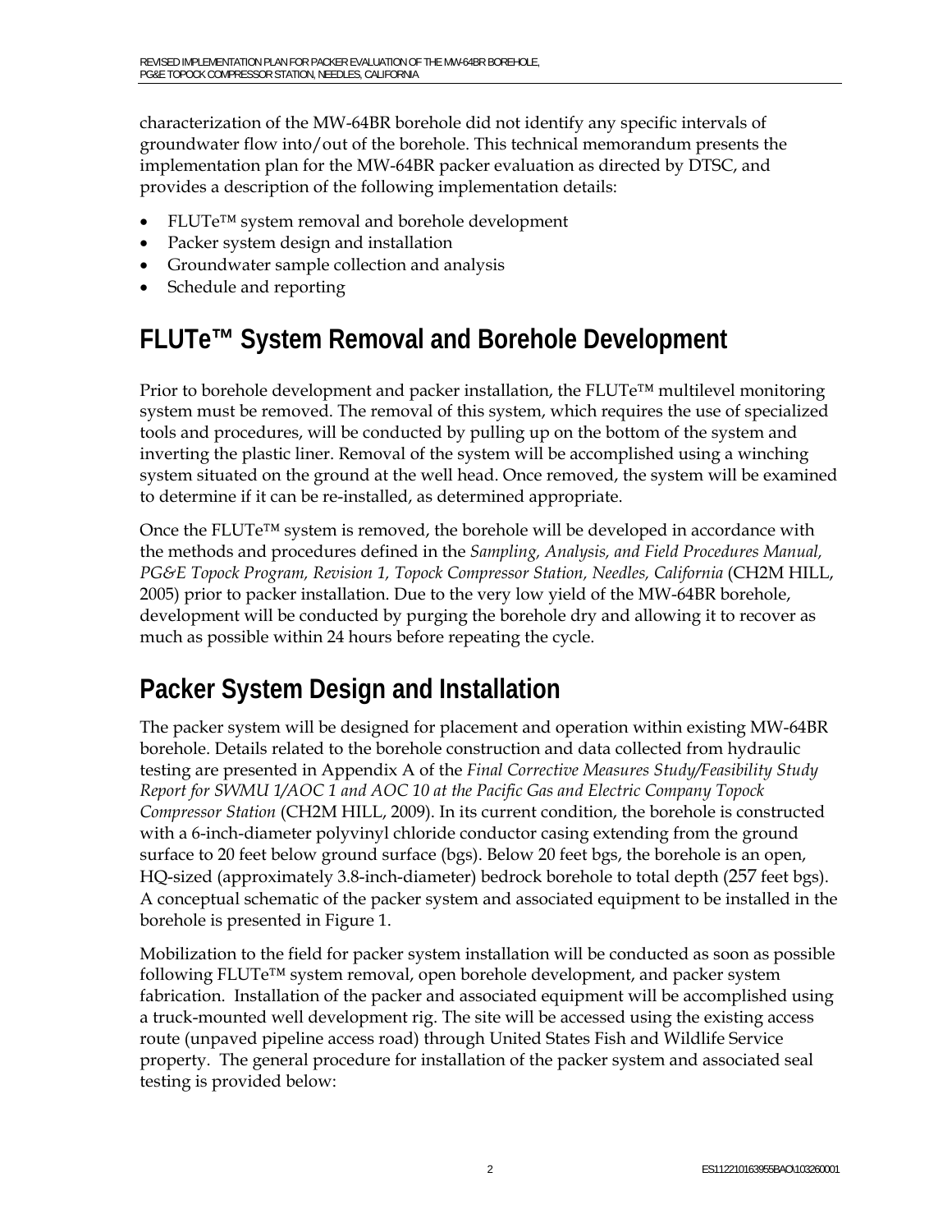characterization of the MW-64BR borehole did not identify any specific intervals of groundwater flow into/out of the borehole. This technical memorandum presents the implementation plan for the MW-64BR packer evaluation as directed by DTSC, and provides a description of the following implementation details:

- FLUTe™ system removal and borehole development
- Packer system design and installation
- Groundwater sample collection and analysis
- Schedule and reporting

## FLUTe™ System Removal and Borehole Development

Prior to borehole development and packer installation, the FLUTe™ multilevel monitoring system must be removed. The removal of this system, which requires the use of specialized tools and procedures, will be conducted by pulling up on the bottom of the system and inverting the plastic liner. Removal of the system will be accomplished using a winching system situated on the ground at the well head. Once removed, the system will be examined to determine if it can be re-installed, as determined appropriate.

Once the FLUTe™ system is removed, the borehole will be developed in accordance with the methods and procedures defined in the *Sampling, Analysis, and Field Procedures Manual, PG&E Topock Program, Revision 1, Topock Compressor Station, Needles, California* (CH2M HILL, 2005) prior to packer installation. Due to the very low yield of the MW-64BR borehole, development will be conducted by purging the borehole dry and allowing it to recover as much as possible within 24 hours before repeating the cycle.

## Packer System Design and Installation

The packer system will be designed for placement and operation within existing MW-64BR borehole. Details related to the borehole construction and data collected from hydraulic testing are presented in Appendix A of the *Final Corrective Measures Study/Feasibility Study Report for SWMU 1/AOC 1 and AOC 10 at the Pacific Gas and Electric Company Topock Compressor Station* (CH2M HILL, 2009). In its current condition, the borehole is constructed with a 6-inch-diameter polyvinyl chloride conductor casing extending from the ground surface to 20 feet below ground surface (bgs). Below 20 feet bgs, the borehole is an open, HQ-sized (approximately 3.8-inch-diameter) bedrock borehole to total depth (257 feet bgs). A conceptual schematic of the packer system and associated equipment to be installed in the borehole is presented in Figure 1.

Mobilization to the field for packer system installation will be conducted as soon as possible following FLUTe™ system removal, open borehole development, and packer system fabrication. Installation of the packer and associated equipment will be accomplished using a truck-mounted well development rig. The site will be accessed using the existing access route (unpaved pipeline access road) through United States Fish and Wildlife Service property. The general procedure for installation of the packer system and associated seal testing is provided below: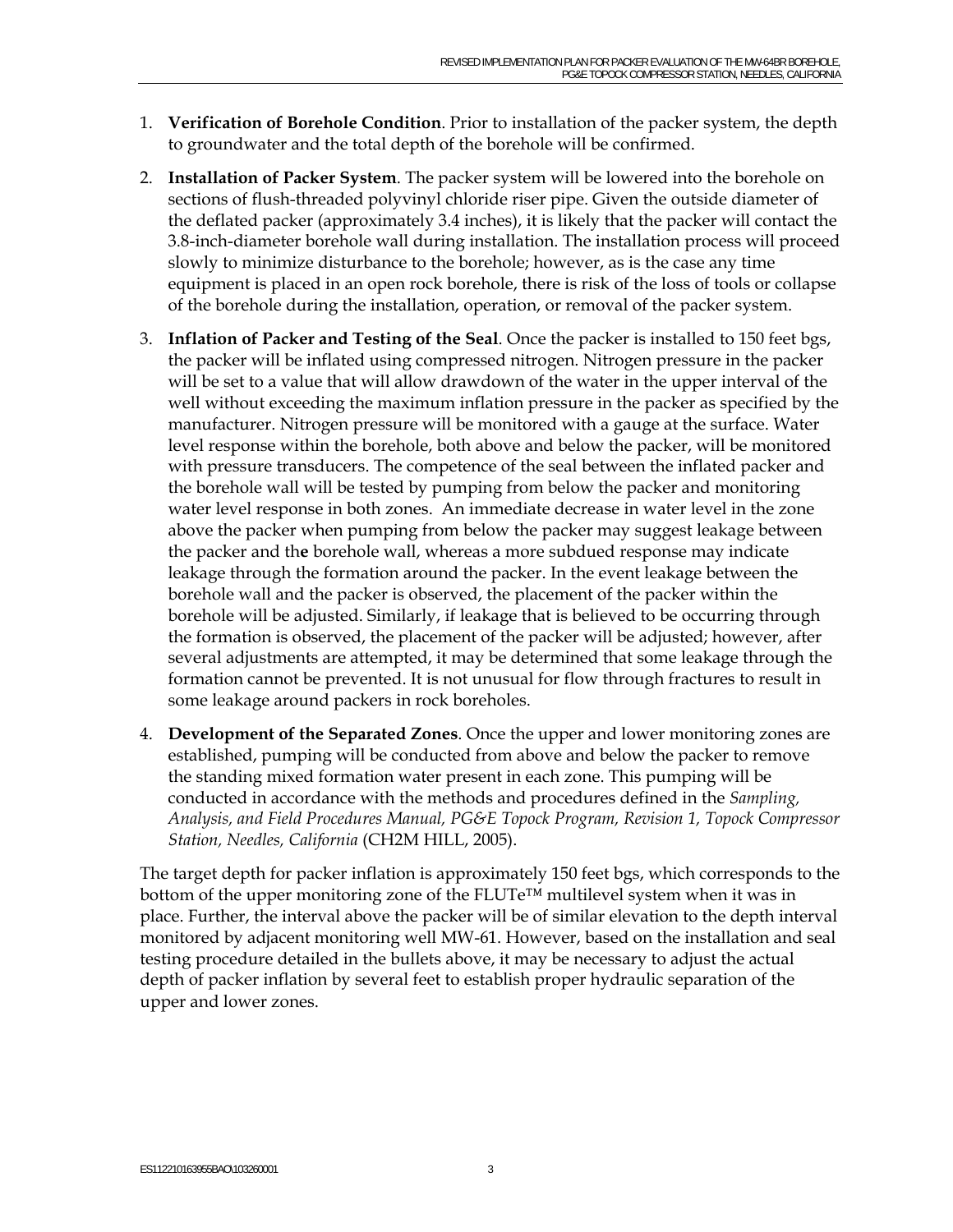1. **Verification of Borehole Condition**. Prior to installation of the packer system, the depth to groundwater and the total depth of the borehole will be confirmed.

2. **Installation of Packer System**. The packer system will be lowered into the borehole on sections of flush-threaded polyvinyl chloride riser pipe. Given the outside diameter of the deflated packer (approximately 3.4 inches), it is likely that the packer will contact the 3.8-inch-diameter borehole wall during installation. The installation process will proceed slowly to minimize disturbance to the borehole; however, as is the case any time equipment is placed in an open rock borehole, there is risk of the loss of tools or collapse of the borehole during the installation, operation, or removal of the packer system.

3. **Inflation of Packer and Testing of the Seal**. Once the packer is installed to 150 feet bgs, the packer will be inflated using compressed nitrogen. Nitrogen pressure in the packer will be set to a value that will allow drawdown of the water in the upper interval of the well without exceeding the maximum inflation pressure in the packer as specified by the manufacturer. Nitrogen pressure will be monitored with a gauge at the surface. Water level response within the borehole, both above and below the packer, will be monitored with pressure transducers. The competence of the seal between the inflated packer and the borehole wall will be tested by pumping from below the packer and monitoring water level response in both zones. An immediate decrease in water level in the zone above the packer when pumping from below the packer may suggest leakage between the packer and the borehole wall, whereas a more subdued response may indicate leakage through the formation around the packer. In the event leakage between the borehole wall and the packer is observed, the placement of the packer within the borehole will be adjusted. Similarly, if leakage that is believed to be occurring through the formation is observed, the placement of the packer will be adjusted; however, after several adjustments are attempted, it may be determined that some leakage through the formation cannot be prevented. It is not unusual for flow through fractures to result in some leakage around packers in rock boreholes.

4. **Development of the Separated Zones**. Once the upper and lower monitoring zones are established, pumping will be conducted from above and below the packer to remove the standing mixed formation water present in each zone. This pumping will be conducted in accordance with the methods and procedures defined in the *Sampling, Analysis, and Field Procedures Manual, PG&E Topock Program, Revision 1, Topock Compressor Station, Needles, California* (CH2M HILL, 2005).

The target depth for packer inflation is approximately 150 feet bgs, which corresponds to the bottom of the upper monitoring zone of the FLUTe™ multilevel system when it was in place. Further, the interval above the packer will be of similar elevation to the depth interval monitored by adjacent monitoring well MW-61. However, based on the installation and seal testing procedure detailed in the bullets above, it may be necessary to adjust the actual depth of packer inflation by several feet to establish proper hydraulic separation of the upper and lower zones.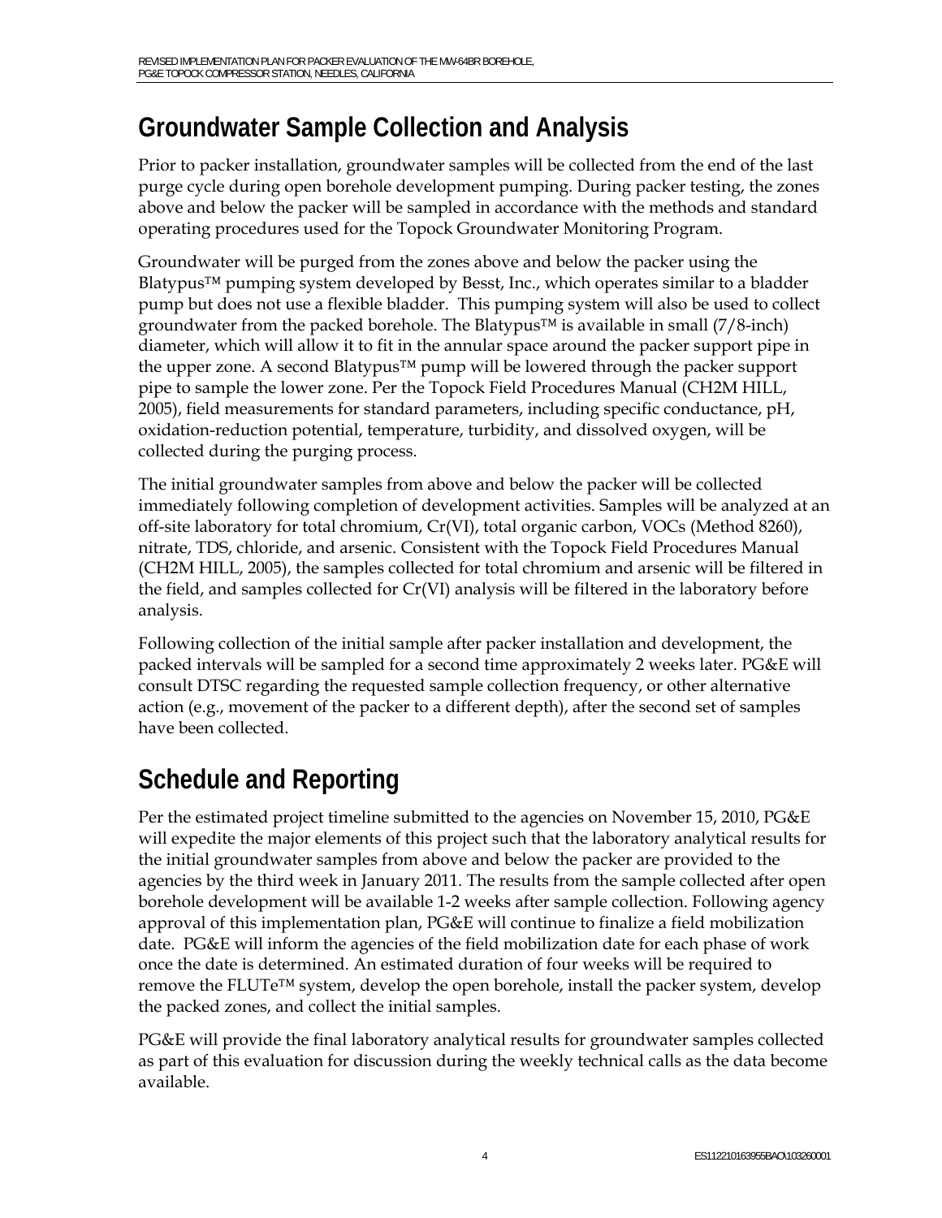## Groundwater Sample Collection and Analysis

Prior to packer installation, groundwater samples will be collected from the end of the last purge cycle during open borehole development pumping. During packer testing, the zones above and below the packer will be sampled in accordance with the methods and standard operating procedures used for the Topock Groundwater Monitoring Program.

Groundwater will be purged from the zones above and below the packer using the Blatypus™ pumping system developed by Besst, Inc., which operates similar to a bladder pump but does not use a flexible bladder. This pumping system will also be used to collect groundwater from the packed borehole. The Blatypus™ is available in small (7/8-inch) diameter, which will allow it to fit in the annular space around the packer support pipe in the upper zone. A second Blatypus™ pump will be lowered through the packer support pipe to sample the lower zone. Per the Topock Field Procedures Manual (CH2M HILL, 2005), field measurements for standard parameters, including specific conductance, pH, oxidation-reduction potential, temperature, turbidity, and dissolved oxygen, will be collected during the purging process.

The initial groundwater samples from above and below the packer will be collected immediately following completion of development activities. Samples will be analyzed at an off-site laboratory for total chromium, Cr(VI), total organic carbon, VOCs (Method 8260), nitrate, TDS, chloride, and arsenic. Consistent with the Topock Field Procedures Manual (CH2M HILL, 2005), the samples collected for total chromium and arsenic will be filtered in the field, and samples collected for Cr(VI) analysis will be filtered in the laboratory before analysis.

Following collection of the initial sample after packer installation and development, the packed intervals will be sampled for a second time approximately 2 weeks later. PG&E will consult DTSC regarding the requested sample collection frequency, or other alternative action (e.g., movement of the packer to a different depth), after the second set of samples have been collected.

## Schedule and Reporting

Per the estimated project timeline submitted to the agencies on November 15, 2010, PG&E will expedite the major elements of this project such that the laboratory analytical results for the initial groundwater samples from above and below the packer are provided to the agencies by the third week in January 2011. The results from the sample collected after open borehole development will be available 1-2 weeks after sample collection. Following agency approval of this implementation plan, PG&E will continue to finalize a field mobilization date. PG&E will inform the agencies of the field mobilization date for each phase of work once the date is determined. An estimated duration of four weeks will be required to remove the FLUTe™ system, develop the open borehole, install the packer system, develop the packed zones, and collect the initial samples.

PG&E will provide the final laboratory analytical results for groundwater samples collected as part of this evaluation for discussion during the weekly technical calls as the data become available.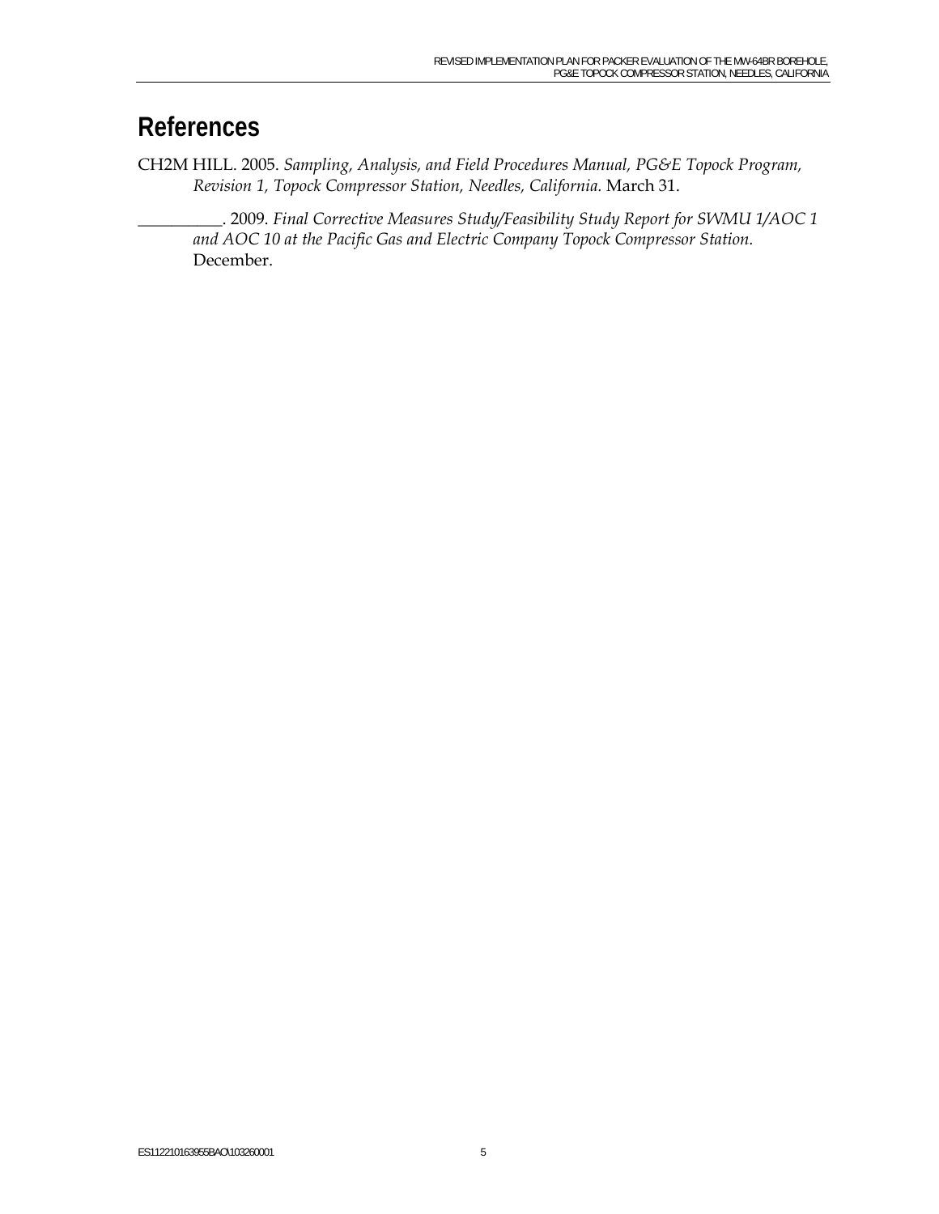# References

CH2M HILL. 2005. *Sampling, Analysis, and Field Procedures Manual, PG&E Topock Program, Revision 1, Topock Compressor Station, Needles, California.* March 31.

__________. 2009. *Final Corrective Measures Study/Feasibility Study Report for SWMU 1/AOC 1 and AOC 10 at the Pacific Gas and Electric Company Topock Compressor Station.* December.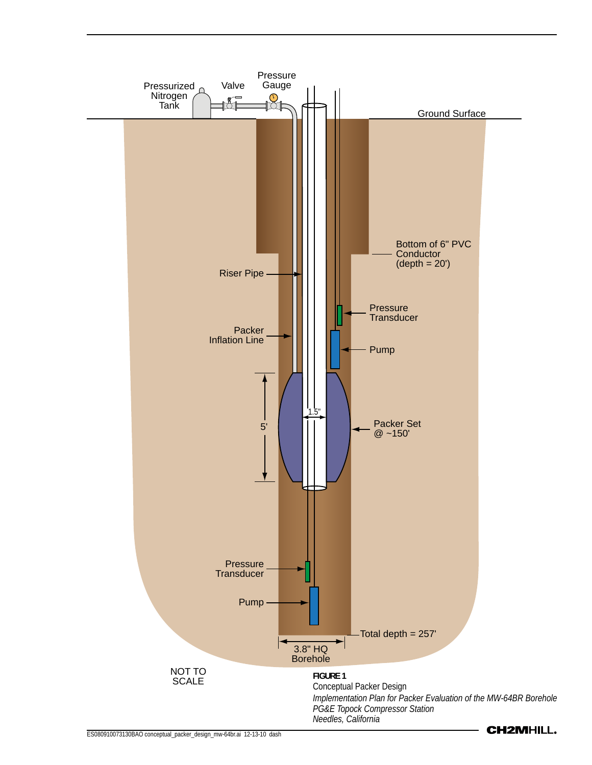Pressurized Nitrogen Tank

Valve

Pressure Gauge

Ground Surface

Bottom of 6" PVC Conductor (depth = 20')

Riser Pipe

Pressure Transducer

Packer Inflation Line

Pump

5'

1.5"

Packer Set @ ~150'

Pressure Transducer

Pump

Total depth = 257'

3.8" HQ Borehole

NOT TO SCALE

**FIGURE 1**
Conceptual Packer Design
*Implementation Plan for Packer Evaluation of the MW-64BR Borehole*
*PG&E Topock Compressor Station*
*Needles, California*

ES080910073130BAO conceptual_packer_design_mw-64br.ai 12-13-10 dash

CH2MHILL.